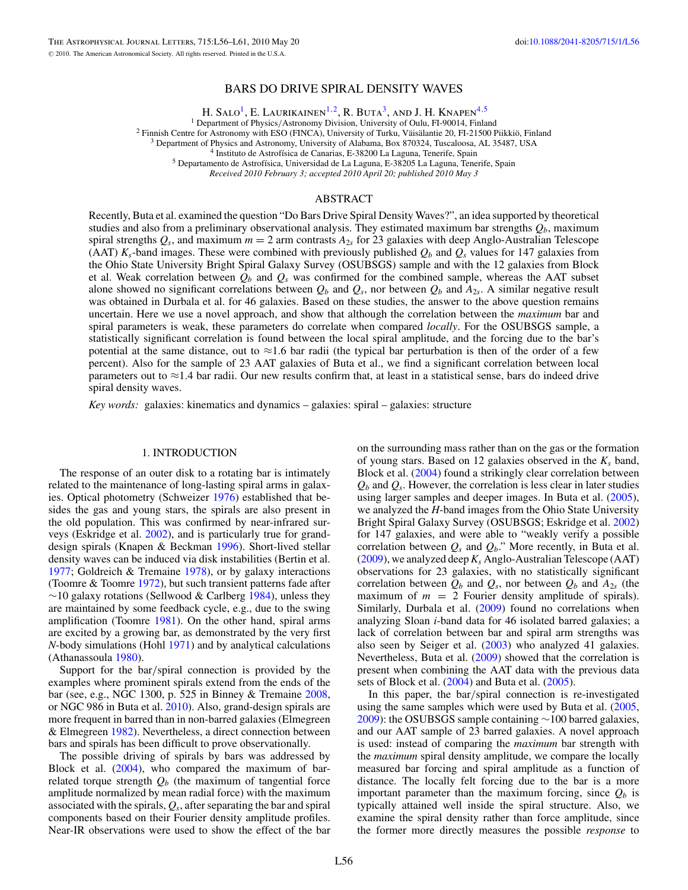# BARS DO DRIVE SPIRAL DENSITY WAVES

H. Salo[1], E. Laurikainen[1,2], R. Buta[3], and J. H. Knapen[4,5]

[1] Department of Physics/Astronomy Division, University of Oulu, FI-90014, Finland
[2] Finnish Centre for Astronomy with ESO (FINCA), University of Turku, Väisäläntie 20, FI-21500 Piikkiö, Finland
[3] Department of Physics and Astronomy, University of Alabama, Box 870324, Tuscaloosa, AL 35487, USA
[4] Instituto de Astrofísica de Canarias, E-38200 La Laguna, Tenerife, Spain
[5] Departamento de Astrofísica, Universidad de La Laguna, E-38205 La Laguna, Tenerife, Spain

*Received 2010 February 3; accepted 2010 April 20; published 2010 May 3*

## ABSTRACT

Recently, Buta et al. examined the question "Do Bars Drive Spiral Density Waves?", an idea supported by theoretical studies and also from a preliminary observational analysis. They estimated maximum bar strengths $Q_b$, maximum spiral strengths $Q_s$, and maximum $m = 2$ arm contrasts $A_{2s}$ for 23 galaxies with deep Anglo-Australian Telescope (AAT) $K_s$-band images. These were combined with previously published $Q_b$ and $Q_s$ values for 147 galaxies from the Ohio State University Bright Spiral Galaxy Survey (OSUBSGS) sample and with the 12 galaxies from Block et al. Weak correlation between $Q_b$ and $Q_s$ was confirmed for the combined sample, whereas the AAT subset alone showed no significant correlations between $Q_b$ and $Q_s$, nor between $Q_b$ and $A_{2s}$. A similar negative result was obtained in Durbala et al. for 46 galaxies. Based on these studies, the answer to the above question remains uncertain. Here we use a novel approach, and show that although the correlation between the *maximum* bar and spiral parameters is weak, these parameters do correlate when compared *locally*. For the OSUBSGS sample, a statistically significant correlation is found between the local spiral amplitude, and the forcing due to the bar's potential at the same distance, out to ≈1.6 bar radii (the typical bar perturbation is then of the order of a few percent). Also for the sample of 23 AAT galaxies of Buta et al., we find a significant correlation between local parameters out to ≈1.4 bar radii. Our new results confirm that, at least in a statistical sense, bars do indeed drive spiral density waves.

*Key words:* galaxies: kinematics and dynamics – galaxies: spiral – galaxies: structure

## 1. INTRODUCTION

The response of an outer disk to a rotating bar is intimately related to the maintenance of long-lasting spiral arms in galaxies. Optical photometry (Schweizer 1976) established that besides the gas and young stars, the spirals are also present in the old population. This was confirmed by near-infrared surveys (Eskridge et al. 2002), and is particularly true for grand-design spirals (Knapen & Beckman 1996). Short-lived stellar density waves can be induced via disk instabilities (Bertin et al. 1977; Goldreich & Tremaine 1978), or by galaxy interactions (Toomre & Toomre 1972), but such transient patterns fade after ∼10 galaxy rotations (Sellwood & Carlberg 1984), unless they are maintained by some feedback cycle, e.g., due to the swing amplification (Toomre 1981). On the other hand, spiral arms are excited by a growing bar, as demonstrated by the very first *N*-body simulations (Hohl 1971) and by analytical calculations (Athanassoula 1980).

Support for the bar/spiral connection is provided by the examples where prominent spirals extend from the ends of the bar (see, e.g., NGC 1300, p. 525 in Binney & Tremaine 2008, or NGC 986 in Buta et al. 2010). Also, grand-design spirals are more frequent in barred than in non-barred galaxies (Elmegreen & Elmegreen 1982). Nevertheless, a direct connection between bars and spirals has been difficult to prove observationally.

The possible driving of spirals by bars was addressed by Block et al. (2004), who compared the maximum of bar-related torque strength $Q_b$ (the maximum of tangential force amplitude normalized by mean radial force) with the maximum associated with the spirals, $Q_s$, after separating the bar and spiral components based on their Fourier density amplitude profiles. Near-IR observations were used to show the effect of the bar on the surrounding mass rather than on the gas or the formation of young stars. Based on 12 galaxies observed in the $K_s$ band, Block et al. (2004) found a strikingly clear correlation between $Q_b$ and $Q_s$. However, the correlation is less clear in later studies using larger samples and deeper images. In Buta et al. (2005), we analyzed the *H*-band images from the Ohio State University Bright Spiral Galaxy Survey (OSUBSGS; Eskridge et al. 2002) for 147 galaxies, and were able to "weakly verify a possible correlation between $Q_s$ and $Q_b$." More recently, in Buta et al. (2009), we analyzed deep $K_s$ Anglo-Australian Telescope (AAT) observations for 23 galaxies, with no statistically significant correlation between $Q_b$ and $Q_s$, nor between $Q_b$ and $A_{2s}$ (the maximum of $m = 2$ Fourier density amplitude of spirals). Similarly, Durbala et al. (2009) found no correlations when analyzing Sloan *i*-band data for 46 isolated barred galaxies; a lack of correlation between bar and spiral arm strengths was also seen by Seiger et al. (2003) who analyzed 41 galaxies. Nevertheless, Buta et al. (2009) showed that the correlation is present when combining the AAT data with the previous data sets of Block et al. (2004) and Buta et al. (2005).

In this paper, the bar/spiral connection is re-investigated using the same samples which were used by Buta et al. (2005, 2009): the OSUBSGS sample containing ∼100 barred galaxies, and our AAT sample of 23 barred galaxies. A novel approach is used: instead of comparing the *maximum* bar strength with the *maximum* spiral density amplitude, we compare the locally measured bar forcing and spiral amplitude as a function of distance. The locally felt forcing due to the bar is a more important parameter than the maximum forcing, since $Q_b$ is typically attained well inside the spiral structure. Also, we examine the spiral density rather than force amplitude, since the former more directly measures the possible *response* to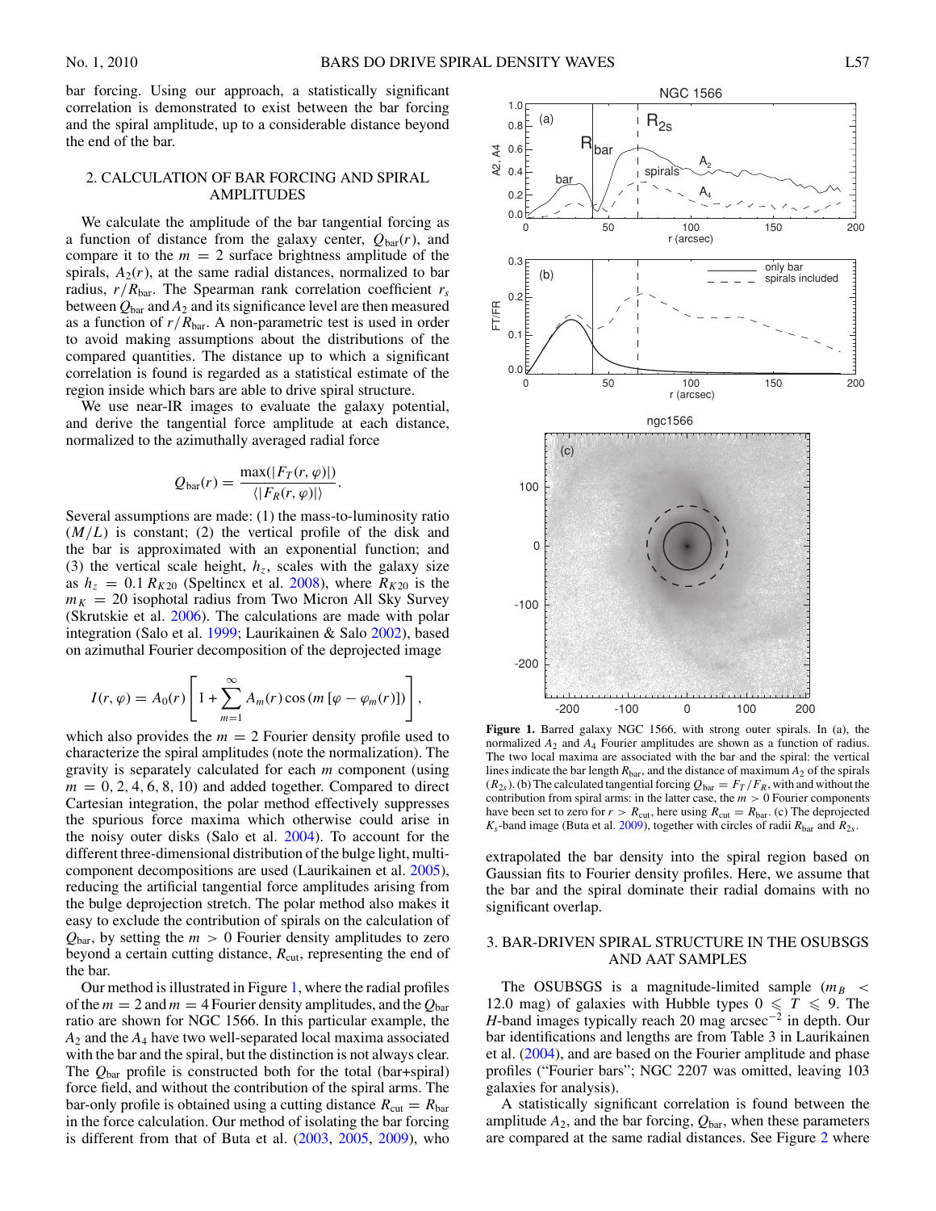bar forcing. Using our approach, a statistically significant correlation is demonstrated to exist between the bar forcing and the spiral amplitude, up to a considerable distance beyond the end of the bar.

## 2. CALCULATION OF BAR FORCING AND SPIRAL AMPLITUDES

We calculate the amplitude of the bar tangential forcing as a function of distance from the galaxy center, $Q_{\rm bar}(r)$, and compare it to the $m = 2$ surface brightness amplitude of the spirals, $A_2(r)$, at the same radial distances, normalized to bar radius, $r/R_{\rm bar}$. The Spearman rank correlation coefficient $r_s$ between $Q_{\rm bar}$ and $A_2$ and its significance level are then measured as a function of $r/R_{\rm bar}$. A non-parametric test is used in order to avoid making assumptions about the distributions of the compared quantities. The distance up to which a significant correlation is found is regarded as a statistical estimate of the region inside which bars are able to drive spiral structure.

We use near-IR images to evaluate the galaxy potential, and derive the tangential force amplitude at each distance, normalized to the azimuthally averaged radial force

$$Q_{\rm bar}(r) = \frac{\max(|F_T(r, \varphi)|)}{\langle |F_R(r, \varphi)| \rangle}.$$

Several assumptions are made: (1) the mass-to-luminosity ratio ($M/L$) is constant; (2) the vertical profile of the disk and the bar is approximated with an exponential function; and (3) the vertical scale height, $h_z$, scales with the galaxy size as $h_z = 0.1\, R_{K20}$ (Speltincx et al. 2008), where $R_{K20}$ is the $m_K = 20$ isophotal radius from Two Micron All Sky Survey (Skrutskie et al. 2006). The calculations are made with polar integration (Salo et al. 1999; Laurikainen & Salo 2002), based on azimuthal Fourier decomposition of the deprojected image

$$I(r, \varphi) = A_0(r) \left[ 1 + \sum_{m=1}^{\infty} A_m(r) \cos\left(m \left[\varphi - \varphi_m(r)\right]\right) \right],$$

which also provides the $m = 2$ Fourier density profile used to characterize the spiral amplitudes (note the normalization). The gravity is separately calculated for each $m$ component (using $m = 0, 2, 4, 6, 8, 10$) and added together. Compared to direct Cartesian integration, the polar method effectively suppresses the spurious force maxima which otherwise could arise in the noisy outer disks (Salo et al. 2004). To account for the different three-dimensional distribution of the bulge light, multi-component decompositions are used (Laurikainen et al. 2005), reducing the artificial tangential force amplitudes arising from the bulge deprojection stretch. The polar method also makes it easy to exclude the contribution of spirals on the calculation of $Q_{\rm bar}$, by setting the $m > 0$ Fourier density amplitudes to zero beyond a certain cutting distance, $R_{\rm cut}$, representing the end of the bar.

Our method is illustrated in Figure 1, where the radial profiles of the $m = 2$ and $m = 4$ Fourier density amplitudes, and the $Q_{\rm bar}$ ratio are shown for NGC 1566. In this particular example, the $A_2$ and the $A_4$ have two well-separated local maxima associated with the bar and the spiral, but the distinction is not always clear. The $Q_{\rm bar}$ profile is constructed both for the total (bar+spiral) force field, and without the contribution of the spiral arms. The bar-only profile is obtained using a cutting distance $R_{\rm cut} = R_{\rm bar}$ in the force calculation. Our method of isolating the bar forcing is different from that of Buta et al. (2003, 2005, 2009), who extrapolated the bar density into the spiral region based on Gaussian fits to Fourier density profiles. Here, we assume that the bar and the spiral dominate their radial domains with no significant overlap.

**Figure 1.** Barred galaxy NGC 1566, with strong outer spirals. In (a), the normalized $A_2$ and $A_4$ Fourier amplitudes are shown as a function of radius. The two local maxima are associated with the bar and the spiral: the vertical lines indicate the bar length $R_{\rm bar}$, and the distance of maximum $A_2$ of the spirals ($R_{2s}$). (b) The calculated tangential forcing $Q_{\rm bar} = F_T/F_R$, with and without the contribution from spiral arms: in the latter case, the $m > 0$ Fourier components have been set to zero for $r > R_{\rm cut}$, here using $R_{\rm cut} = R_{\rm bar}$. (c) The deprojected $K_s$-band image (Buta et al. 2009), together with circles of radii $R_{\rm bar}$ and $R_{2s}$.

## 3. BAR-DRIVEN SPIRAL STRUCTURE IN THE OSUBSGS AND AAT SAMPLES

The OSUBSGS is a magnitude-limited sample ($m_B < 12.0$ mag) of galaxies with Hubble types $0 \leqslant T \leqslant 9$. The $H$-band images typically reach 20 mag arcsec$^{-2}$ in depth. Our bar identifications and lengths are from Table 3 in Laurikainen et al. (2004), and are based on the Fourier amplitude and phase profiles ("Fourier bars"; NGC 2207 was omitted, leaving 103 galaxies for analysis).

A statistically significant correlation is found between the amplitude $A_2$, and the bar forcing, $Q_{\rm bar}$, when these parameters are compared at the same radial distances. See Figure 2 where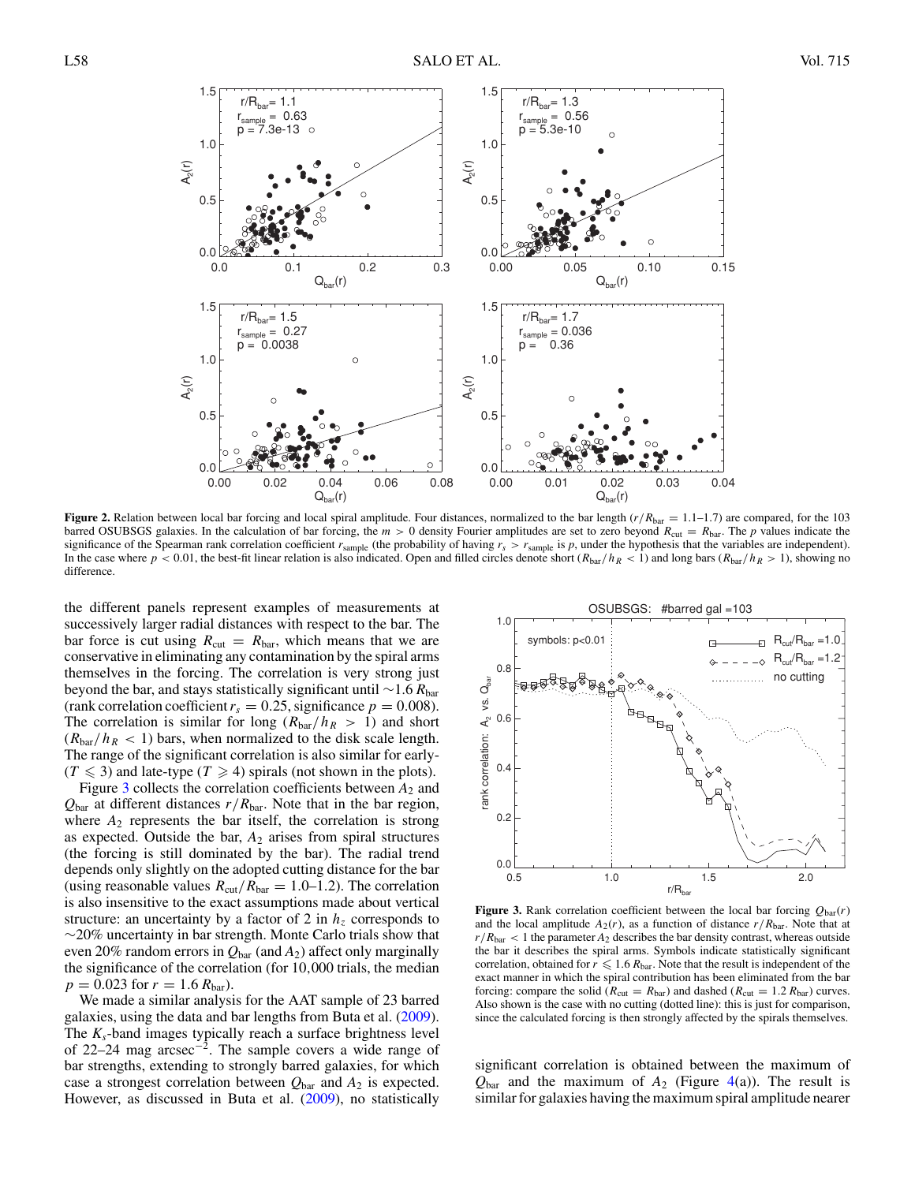**Figure 2.** Relation between local bar forcing and local spiral amplitude. Four distances, normalized to the bar length ($r/R_{\rm bar} = 1.1$–1.7) are compared, for the 103 barred OSUBSGS galaxies. In the calculation of bar forcing, the $m > 0$ density Fourier amplitudes are set to zero beyond $R_{\rm cut} = R_{\rm bar}$. The $p$ values indicate the significance of the Spearman rank correlation coefficient $r_{\rm sample}$ (the probability of having $r_s > r_{\rm sample}$ is $p$, under the hypothesis that the variables are independent). In the case where $p < 0.01$, the best-fit linear relation is also indicated. Open and filled circles denote short ($R_{\rm bar}/h_R < 1$) and long bars ($R_{\rm bar}/h_R > 1$), showing no difference.

the different panels represent examples of measurements at successively larger radial distances with respect to the bar. The bar force is cut using $R_{\rm cut} = R_{\rm bar}$, which means that we are conservative in eliminating any contamination by the spiral arms themselves in the forcing. The correlation is very strong just beyond the bar, and stays statistically significant until $\sim 1.6\, R_{\rm bar}$ (rank correlation coefficient $r_s = 0.25$, significance $p = 0.008$). The correlation is similar for long ($R_{\rm bar}/h_R > 1$) and short ($R_{\rm bar}/h_R < 1$) bars, when normalized to the disk scale length. The range of the significant correlation is also similar for early- ($T \leqslant 3$) and late-type ($T \geqslant 4$) spirals (not shown in the plots).

Figure 3 collects the correlation coefficients between $A_2$ and $Q_{\rm bar}$ at different distances $r/R_{\rm bar}$. Note that in the bar region, where $A_2$ represents the bar itself, the correlation is strong as expected. Outside the bar, $A_2$ arises from spiral structures (the forcing is still dominated by the bar). The radial trend depends only slightly on the adopted cutting distance for the bar (using reasonable values $R_{\rm cut}/R_{\rm bar} = 1.0$–1.2). The correlation is also insensitive to the exact assumptions made about vertical structure: an uncertainty by a factor of 2 in $h_z$ corresponds to $\sim$20% uncertainty in bar strength. Monte Carlo trials show that even 20% random errors in $Q_{\rm bar}$ (and $A_2$) affect only marginally the significance of the correlation (for 10,000 trials, the median $p = 0.023$ for $r = 1.6\, R_{\rm bar}$).

We made a similar analysis for the AAT sample of 23 barred galaxies, using the data and bar lengths from Buta et al. (2009). The $K_s$-band images typically reach a surface brightness level of 22–24 mag arcsec$^{-2}$. The sample covers a wide range of bar strengths, extending to strongly barred galaxies, for which case a strongest correlation between $Q_{\rm bar}$ and $A_2$ is expected. However, as discussed in Buta et al. (2009), no statistically significant correlation is obtained between the maximum of $Q_{\rm bar}$ and the maximum of $A_2$ (Figure 4(a)). The result is similar for galaxies having the maximum spiral amplitude nearer

**Figure 3.** Rank correlation coefficient between the local bar forcing $Q_{\rm bar}(r)$ and the local amplitude $A_2(r)$, as a function of distance $r/R_{\rm bar}$. Note that at $r/R_{\rm bar} < 1$ the parameter $A_2$ describes the bar density contrast, whereas outside the bar it describes the spiral arms. Symbols indicate statistically significant correlation, obtained for $r \leqslant 1.6\, R_{\rm bar}$. Note that the result is independent of the exact manner in which the spiral contribution has been eliminated from the bar forcing: compare the solid ($R_{\rm cut} = R_{\rm bar}$) and dashed ($R_{\rm cut} = 1.2\, R_{\rm bar}$) curves. Also shown is the case with no cutting (dotted line): this is just for comparison, since the calculated forcing is then strongly affected by the spirals themselves.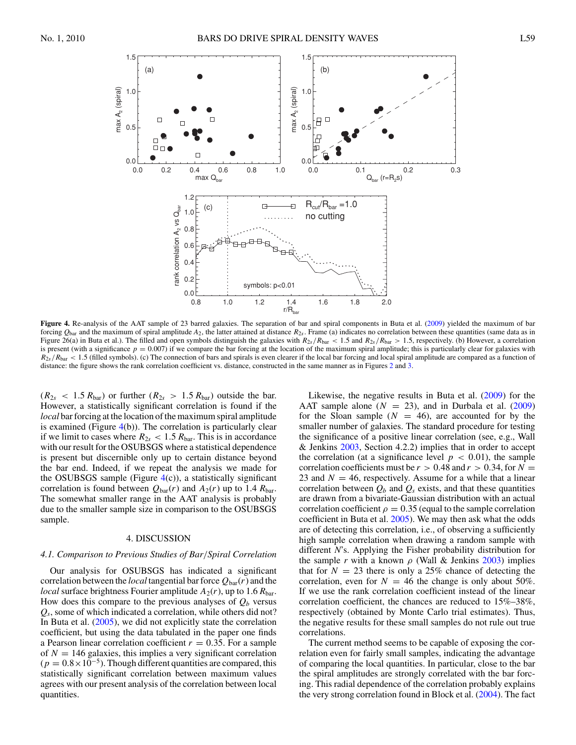**Figure 4.** Re-analysis of the AAT sample of 23 barred galaxies. The separation of bar and spiral components in Buta et al. (2009) yielded the maximum of bar forcing $Q_{\rm bar}$ and the maximum of spiral amplitude $A_2$, the latter attained at distance $R_{2s}$. Frame (a) indicates no correlation between these quantities (same data as in Figure 26(a) in Buta et al.). The filled and open symbols distinguish the galaxies with $R_{2s}/R_{\rm bar} < 1.5$ and $R_{2s}/R_{\rm bar} > 1.5$, respectively. (b) However, a correlation is present (with a significance $p = 0.007$) if we compare the bar forcing at the location of the maximum spiral amplitude; this is particularly clear for galaxies with $R_{2s}/R_{\rm bar} < 1.5$ (filled symbols). (c) The connection of bars and spirals is even clearer if the local bar forcing and local spiral amplitude are compared as a function of distance: the figure shows the rank correlation coefficient vs. distance, constructed in the same manner as in Figures 2 and 3.

($R_{2s} < 1.5\, R_{\rm bar}$) or further ($R_{2s} > 1.5\, R_{\rm bar}$) outside the bar. However, a statistically significant correlation is found if the *local* bar forcing at the location of the maximum spiral amplitude is examined (Figure 4(b)). The correlation is particularly clear if we limit to cases where $R_{2s} < 1.5\, R_{\rm bar}$. This is in accordance with our result for the OSUBSGS where a statistical dependence is present but discernible only up to certain distance beyond the bar end. Indeed, if we repeat the analysis we made for the OSUBSGS sample (Figure 4(c)), a statistically significant correlation is found between $Q_{\rm bar}(r)$ and $A_2(r)$ up to 1.4 $R_{\rm bar}$. The somewhat smaller range in the AAT analysis is probably due to the smaller sample size in comparison to the OSUBSGS sample.

## 4. DISCUSSION

### 4.1. Comparison to Previous Studies of Bar/Spiral Correlation

Our analysis for OSUBSGS has indicated a significant correlation between the *local* tangential bar force $Q_{\rm bar}(r)$ and the *local* surface brightness Fourier amplitude $A_2(r)$, up to 1.6 $R_{\rm bar}$. How does this compare to the previous analyses of $Q_b$ versus $Q_s$, some of which indicated a correlation, while others did not? In Buta et al. (2005), we did not explicitly state the correlation coefficient, but using the data tabulated in the paper one finds a Pearson linear correlation coefficient $r = 0.35$. For a sample of $N = 146$ galaxies, this implies a very significant correlation ($p = 0.8 \times 10^{-5}$). Though different quantities are compared, this statistically significant correlation between maximum values agrees with our present analysis of the correlation between local quantities.

Likewise, the negative results in Buta et al. (2009) for the AAT sample alone ($N = 23$), and in Durbala et al. (2009) for the Sloan sample ($N = 46$), are accounted for by the smaller number of galaxies. The standard procedure for testing the significance of a positive linear correlation (see, e.g., Wall & Jenkins 2003, Section 4.2.2) implies that in order to accept the correlation (at a significance level $p < 0.01$), the sample correlation coefficients must be $r > 0.48$ and $r > 0.34$, for $N = 23$ and $N = 46$, respectively. Assume for a while that a linear correlation between $Q_b$ and $Q_s$ exists, and that these quantities are drawn from a bivariate-Gaussian distribution with an actual correlation coefficient $\rho = 0.35$ (equal to the sample correlation coefficient in Buta et al. 2005). We may then ask what the odds are of detecting this correlation, i.e., of observing a sufficiently high sample correlation when drawing a random sample with different $N$'s. Applying the Fisher probability distribution for the sample $r$ with a known $\rho$ (Wall & Jenkins 2003) implies that for $N = 23$ there is only a 25% chance of detecting the correlation, even for $N = 46$ the change is only about 50%. If we use the rank correlation coefficient instead of the linear correlation coefficient, the chances are reduced to 15%–38%, respectively (obtained by Monte Carlo trial estimates). Thus, the negative results for these small samples do not rule out true correlations.

The current method seems to be capable of exposing the correlation even for fairly small samples, indicating the advantage of comparing the local quantities. In particular, close to the bar the spiral amplitudes are strongly correlated with the bar forcing. This radial dependence of the correlation probably explains the very strong correlation found in Block et al. (2004). The fact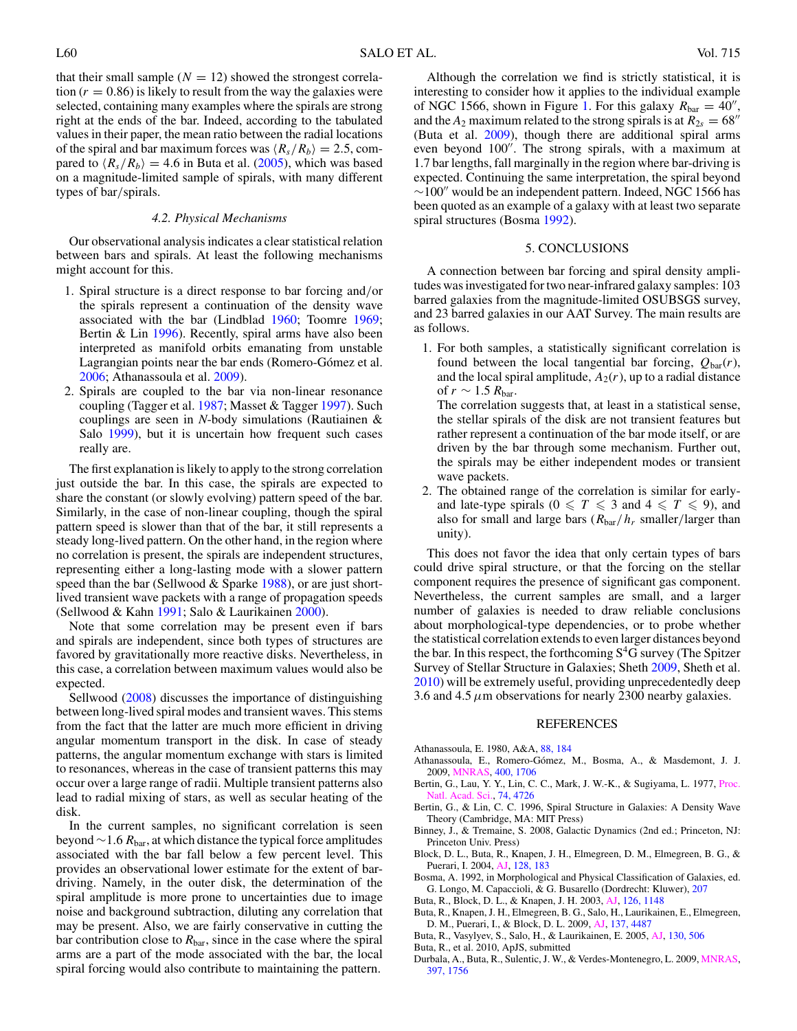that their small sample ($N = 12$) showed the strongest correlation ($r = 0.86$) is likely to result from the way the galaxies were selected, containing many examples where the spirals are strong right at the ends of the bar. Indeed, according to the tabulated values in their paper, the mean ratio between the radial locations of the spiral and bar maximum forces was $\langle R_s/R_b \rangle = 2.5$, compared to $\langle R_s/R_b \rangle = 4.6$ in Buta et al. (2005), which was based on a magnitude-limited sample of spirals, with many different types of bar/spirals.

### 4.2. Physical Mechanisms

Our observational analysis indicates a clear statistical relation between bars and spirals. At least the following mechanisms might account for this.

1. Spiral structure is a direct response to bar forcing and/or the spirals represent a continuation of the density wave associated with the bar (Lindblad 1960; Toomre 1969; Bertin & Lin 1996). Recently, spiral arms have also been interpreted as manifold orbits emanating from unstable Lagrangian points near the bar ends (Romero-Gómez et al. 2006; Athanassoula et al. 2009).
2. Spirals are coupled to the bar via non-linear resonance coupling (Tagger et al. 1987; Masset & Tagger 1997). Such couplings are seen in *N*-body simulations (Rautiainen & Salo 1999), but it is uncertain how frequent such cases really are.

The first explanation is likely to apply to the strong correlation just outside the bar. In this case, the spirals are expected to share the constant (or slowly evolving) pattern speed of the bar. Similarly, in the case of non-linear coupling, though the spiral pattern speed is slower than that of the bar, it still represents a steady long-lived pattern. On the other hand, in the region where no correlation is present, the spirals are independent structures, representing either a long-lasting mode with a slower pattern speed than the bar (Sellwood & Sparke 1988), or are just short-lived transient wave packets with a range of propagation speeds (Sellwood & Kahn 1991; Salo & Laurikainen 2000).

Note that some correlation may be present even if bars and spirals are independent, since both types of structures are favored by gravitationally more reactive disks. Nevertheless, in this case, a correlation between maximum values would also be expected.

Sellwood (2008) discusses the importance of distinguishing between long-lived spiral modes and transient waves. This stems from the fact that the latter are much more efficient in driving angular momentum transport in the disk. In case of steady patterns, the angular momentum exchange with stars is limited to resonances, whereas in the case of transient patterns this may occur over a large range of radii. Multiple transient patterns also lead to radial mixing of stars, as well as secular heating of the disk.

In the current samples, no significant correlation is seen beyond $\sim 1.6\, R_{\rm bar}$, at which distance the typical force amplitudes associated with the bar fall below a few percent level. This provides an observational lower estimate for the extent of bar-driving. Namely, in the outer disk, the determination of the spiral amplitude is more prone to uncertainties due to image noise and background subtraction, diluting any correlation that may be present. Also, we are fairly conservative in cutting the bar contribution close to $R_{\rm bar}$, since in the case where the spiral arms are a part of the mode associated with the bar, the local spiral forcing would also contribute to maintaining the pattern.

Although the correlation we find is strictly statistical, it is interesting to consider how it applies to the individual example of NGC 1566, shown in Figure 1. For this galaxy $R_{\rm bar} = 40''$, and the $A_2$ maximum related to the strong spirals is at $R_{2s} = 68''$ (Buta et al. 2009), though there are additional spiral arms even beyond $100''$. The strong spirals, with a maximum at 1.7 bar lengths, fall marginally in the region where bar-driving is expected. Continuing the same interpretation, the spiral beyond $\sim 100''$ would be an independent pattern. Indeed, NGC 1566 has been quoted as an example of a galaxy with at least two separate spiral structures (Bosma 1992).

## 5. CONCLUSIONS

A connection between bar forcing and spiral density amplitudes was investigated for two near-infrared galaxy samples: 103 barred galaxies from the magnitude-limited OSUBSGS survey, and 23 barred galaxies in our AAT Survey. The main results are as follows.

1. For both samples, a statistically significant correlation is found between the local tangential bar forcing, $Q_{\rm bar}(r)$, and the local spiral amplitude, $A_2(r)$, up to a radial distance of $r \sim 1.5\, R_{\rm bar}$.
   The correlation suggests that, at least in a statistical sense, the stellar spirals of the disk are not transient features but rather represent a continuation of the bar mode itself, or are driven by the bar through some mechanism. Further out, the spirals may be either independent modes or transient wave packets.
2. The obtained range of the correlation is similar for early- and late-type spirals ($0 \leqslant T \leqslant 3$ and $4 \leqslant T \leqslant 9$), and also for small and large bars ($R_{\rm bar}/h_r$ smaller/larger than unity).

This does not favor the idea that only certain types of bars could drive spiral structure, or that the forcing on the stellar component requires the presence of significant gas component. Nevertheless, the current samples are small, and a larger number of galaxies is needed to draw reliable conclusions about morphological-type dependencies, or to probe whether the statistical correlation extends to even larger distances beyond the bar. In this respect, the forthcoming S$^4$G survey (The Spitzer Survey of Stellar Structure in Galaxies; Sheth 2009, Sheth et al. 2010) will be extremely useful, providing unprecedentedly deep 3.6 and 4.5 $\mu$m observations for nearly 2300 nearby galaxies.

## REFERENCES

Athanassoula, E. 1980, A&A, 88, 184
Athanassoula, E., Romero-Gómez, M., Bosma, A., & Masdemont, J. J. 2009, MNRAS, 400, 1706
Bertin, G., Lau, Y. Y., Lin, C. C., Mark, J. W.-K., & Sugiyama, L. 1977, Proc. Natl. Acad. Sci., 74, 4726
Bertin, G., & Lin, C. C. 1996, Spiral Structure in Galaxies: A Density Wave Theory (Cambridge, MA: MIT Press)
Binney, J., & Tremaine, S. 2008, Galactic Dynamics (2nd ed.; Princeton, NJ: Princeton Univ. Press)
Block, D. L., Buta, R., Knapen, J. H., Elmegreen, D. M., Elmegreen, B. G., & Puerari, I. 2004, AJ, 128, 183
Bosma, A. 1992, in Morphological and Physical Classification of Galaxies, ed. G. Longo, M. Capaccioli, & G. Busarello (Dordrecht: Kluwer), 207
Buta, R., Block, D. L., & Knapen, J. H. 2003, AJ, 126, 1148
Buta, R., Knapen, J. H., Elmegreen, B. G., Salo, H., Laurikainen, E., Elmegreen, D. M., Puerari, I., & Block, D. L. 2009, AJ, 137, 4487
Buta, R., Vasylyev, S., Salo, H., & Laurikainen, E. 2005, AJ, 130, 506
Buta, R., et al. 2010, ApJS, submitted
Durbala, A., Buta, R., Sulentic, J. W., & Verdes-Montenegro, L. 2009, MNRAS, 397, 1756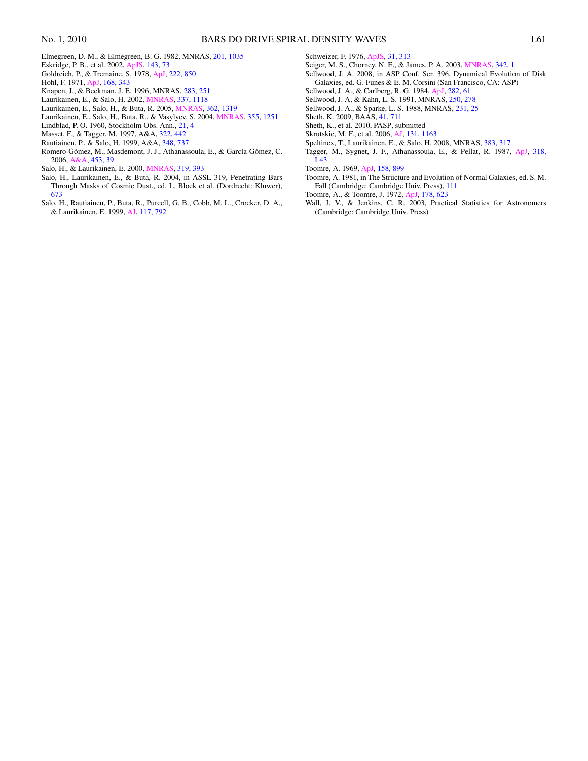Elmegreen, D. M., & Elmegreen, B. G. 1982, MNRAS, 201, 1035

Eskridge, P. B., et al. 2002, ApJS, 143, 73

Goldreich, P., & Tremaine, S. 1978, ApJ, 222, 850

Hohl, F. 1971, ApJ, 168, 343

Knapen, J., & Beckman, J. E. 1996, MNRAS, 283, 251

Laurikainen, E., & Salo, H. 2002, MNRAS, 337, 1118

Laurikainen, E., Salo, H., & Buta, R. 2005, MNRAS, 362, 1319

Laurikainen, E., Salo, H., Buta, R., & Vasylyev, S. 2004, MNRAS, 355, 1251

Lindblad, P. O. 1960, Stockholm Obs. Ann., 21, 4

Masset, F., & Tagger, M. 1997, A&A, 322, 442

Rautiainen, P., & Salo, H. 1999, A&A, 348, 737

Romero-Gómez, M., Masdemont, J. J., Athanassoula, E., & García-Gómez, C. 2006, A&A, 453, 39

Salo, H., & Laurikainen, E. 2000, MNRAS, 319, 393

Salo, H., Laurikainen, E., & Buta, R. 2004, in ASSL 319, Penetrating Bars Through Masks of Cosmic Dust., ed. L. Block et al. (Dordrecht: Kluwer), 673

Salo, H., Rautiainen, P., Buta, R., Purcell, G. B., Cobb, M. L., Crocker, D. A., & Laurikainen, E. 1999, AJ, 117, 792

Schweizer, F. 1976, ApJS, 31, 313

Seiger, M. S., Chorney, N. E., & James, P. A. 2003, MNRAS, 342, 1

Sellwood, J. A. 2008, in ASP Conf. Ser. 396, Dynamical Evolution of Disk Galaxies, ed. G. Funes & E. M. Corsini (San Francisco, CA: ASP)

Sellwood, J. A., & Carlberg, R. G. 1984, ApJ, 282, 61

Sellwood, J. A, & Kahn, L. S. 1991, MNRAS, 250, 278

Sellwood, J. A., & Sparke, L. S. 1988, MNRAS, 231, 25

Sheth, K. 2009, BAAS, 41, 711

Sheth, K., et al. 2010, PASP, submitted

Skrutskie, M. F., et al. 2006, AJ, 131, 1163

Speltincx, T., Laurikainen, E., & Salo, H. 2008, MNRAS, 383, 317

Tagger, M., Sygnet, J. F., Athanassoula, E., & Pellat, R. 1987, ApJ, 318, L43

Toomre, A. 1969, ApJ, 158, 899

Toomre, A. 1981, in The Structure and Evolution of Normal Galaxies, ed. S. M. Fall (Cambridge: Cambridge Univ. Press), 111

Toomre, A., & Toomre, J. 1972, ApJ, 178, 623

Wall, J. V., & Jenkins, C. R. 2003, Practical Statistics for Astronomers (Cambridge: Cambridge Univ. Press)